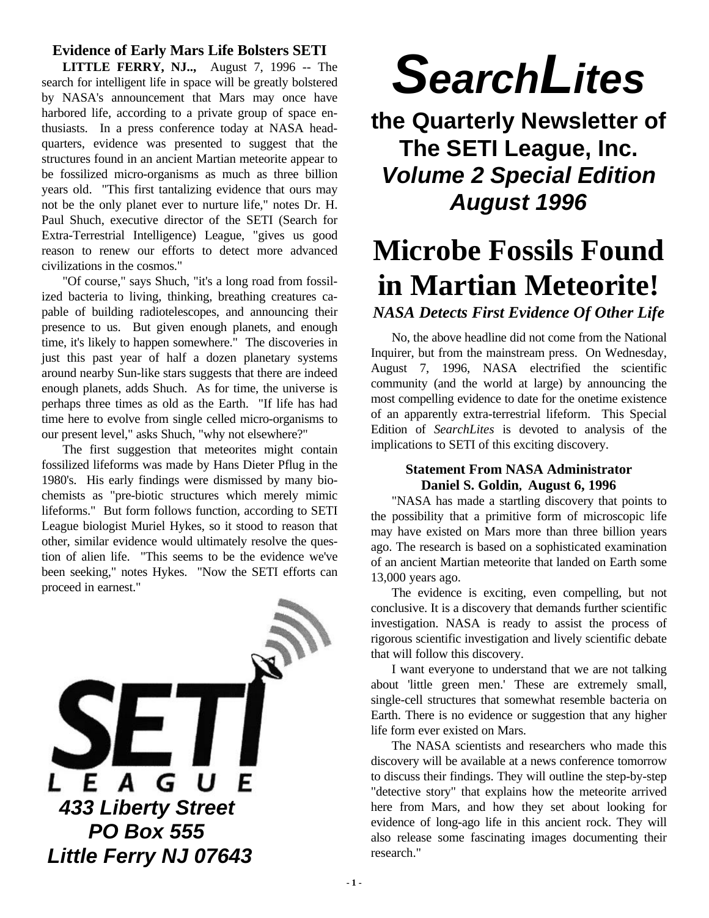# SearchLites

## the Quarterly Newsletter of The SETI League, Inc.

### *Volume 2 Special Edition August 1996*

# Microbe Fossils Found in Martian Meteorite!

***NASA Detects First Evidence Of Other Life***

No, the above headline did not come from the National Inquirer, but from the mainstream press. On Wednesday, August 7, 1996, NASA electrified the scientific community (and the world at large) by announcing the most compelling evidence to date for the onetime existence of an apparently extra-terrestrial lifeform. This Special Edition of *SearchLites* is devoted to analysis of the implications to SETI of this exciting discovery.

### Statement From NASA Administrator Daniel S. Goldin, August 6, 1996

"NASA has made a startling discovery that points to the possibility that a primitive form of microscopic life may have existed on Mars more than three billion years ago. The research is based on a sophisticated examination of an ancient Martian meteorite that landed on Earth some 13,000 years ago.

The evidence is exciting, even compelling, but not conclusive. It is a discovery that demands further scientific investigation. NASA is ready to assist the process of rigorous scientific investigation and lively scientific debate that will follow this discovery.

I want everyone to understand that we are not talking about 'little green men.' These are extremely small, single-cell structures that somewhat resemble bacteria on Earth. There is no evidence or suggestion that any higher life form ever existed on Mars.

The NASA scientists and researchers who made this discovery will be available at a news conference tomorrow to discuss their findings. They will outline the step-by-step "detective story" that explains how the meteorite arrived here from Mars, and how they set about looking for evidence of long-ago life in this ancient rock. They will also release some fascinating images documenting their research."

### Evidence of Early Mars Life Bolsters SETI

**LITTLE FERRY, NJ..,** August 7, 1996 -- The search for intelligent life in space will be greatly bolstered by NASA's announcement that Mars may once have harbored life, according to a private group of space enthusiasts. In a press conference today at NASA headquarters, evidence was presented to suggest that the structures found in an ancient Martian meteorite appear to be fossilized micro-organisms as much as three billion years old. "This first tantalizing evidence that ours may not be the only planet ever to nurture life," notes Dr. H. Paul Shuch, executive director of the SETI (Search for Extra-Terrestrial Intelligence) League, "gives us good reason to renew our efforts to detect more advanced civilizations in the cosmos."

"Of course," says Shuch, "it's a long road from fossilized bacteria to living, thinking, breathing creatures capable of building radiotelescopes, and announcing their presence to us. But given enough planets, and enough time, it's likely to happen somewhere." The discoveries in just this past year of half a dozen planetary systems around nearby Sun-like stars suggests that there are indeed enough planets, adds Shuch. As for time, the universe is perhaps three times as old as the Earth. "If life has had time here to evolve from single celled micro-organisms to our present level," asks Shuch, "why not elsewhere?"

The first suggestion that meteorites might contain fossilized lifeforms was made by Hans Dieter Pflug in the 1980's. His early findings were dismissed by many biochemists as "pre-biotic structures which merely mimic lifeforms." But form follows function, according to SETI League biologist Muriel Hykes, so it stood to reason that other, similar evidence would ultimately resolve the question of alien life. "This seems to be the evidence we've been seeking," notes Hykes. "Now the SETI efforts can proceed in earnest."

SETI LEAGUE

***433 Liberty Street***
***PO Box 555***
***Little Ferry NJ 07643***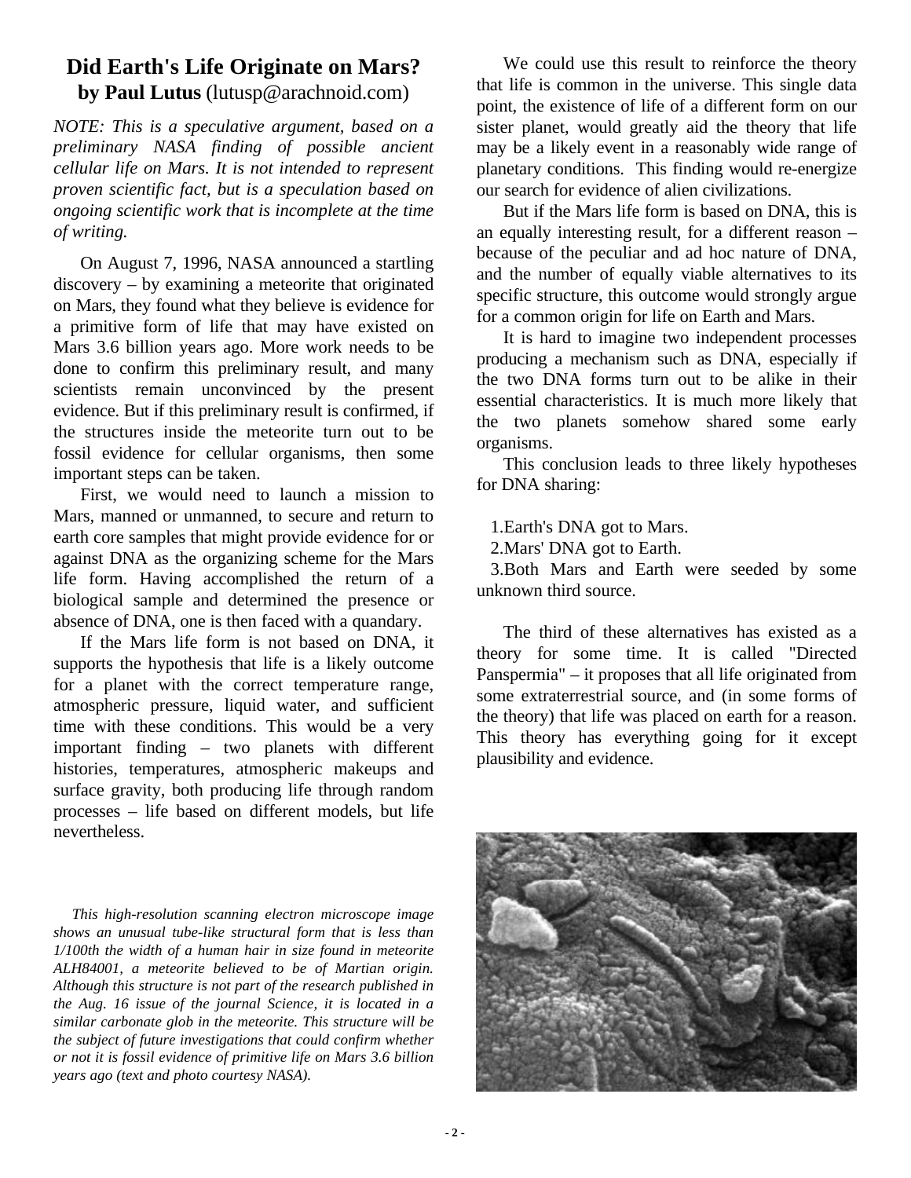# Did Earth's Life Originate on Mars?

**by Paul Lutus** (lutusp@arachnoid.com)

*NOTE: This is a speculative argument, based on a preliminary NASA finding of possible ancient cellular life on Mars. It is not intended to represent proven scientific fact, but is a speculation based on ongoing scientific work that is incomplete at the time of writing.*

On August 7, 1996, NASA announced a startling discovery – by examining a meteorite that originated on Mars, they found what they believe is evidence for a primitive form of life that may have existed on Mars 3.6 billion years ago. More work needs to be done to confirm this preliminary result, and many scientists remain unconvinced by the present evidence. But if this preliminary result is confirmed, if the structures inside the meteorite turn out to be fossil evidence for cellular organisms, then some important steps can be taken.

First, we would need to launch a mission to Mars, manned or unmanned, to secure and return to earth core samples that might provide evidence for or against DNA as the organizing scheme for the Mars life form. Having accomplished the return of a biological sample and determined the presence or absence of DNA, one is then faced with a quandary.

If the Mars life form is not based on DNA, it supports the hypothesis that life is a likely outcome for a planet with the correct temperature range, atmospheric pressure, liquid water, and sufficient time with these conditions. This would be a very important finding – two planets with different histories, temperatures, atmospheric makeups and surface gravity, both producing life through random processes – life based on different models, but life nevertheless.

*This high-resolution scanning electron microscope image shows an unusual tube-like structural form that is less than 1/100th the width of a human hair in size found in meteorite ALH84001, a meteorite believed to be of Martian origin. Although this structure is not part of the research published in the Aug. 16 issue of the journal Science, it is located in a similar carbonate glob in the meteorite. This structure will be the subject of future investigations that could confirm whether or not it is fossil evidence of primitive life on Mars 3.6 billion years ago (text and photo courtesy NASA).*

We could use this result to reinforce the theory that life is common in the universe. This single data point, the existence of life of a different form on our sister planet, would greatly aid the theory that life may be a likely event in a reasonably wide range of planetary conditions. This finding would re-energize our search for evidence of alien civilizations.

But if the Mars life form is based on DNA, this is an equally interesting result, for a different reason – because of the peculiar and ad hoc nature of DNA, and the number of equally viable alternatives to its specific structure, this outcome would strongly argue for a common origin for life on Earth and Mars.

It is hard to imagine two independent processes producing a mechanism such as DNA, especially if the two DNA forms turn out to be alike in their essential characteristics. It is much more likely that the two planets somehow shared some early organisms.

This conclusion leads to three likely hypotheses for DNA sharing:

1. Earth's DNA got to Mars.
2. Mars' DNA got to Earth.
3. Both Mars and Earth were seeded by some unknown third source.

The third of these alternatives has existed as a theory for some time. It is called "Directed Panspermia" – it proposes that all life originated from some extraterrestrial source, and (in some forms of the theory) that life was placed on earth for a reason. This theory has everything going for it except plausibility and evidence.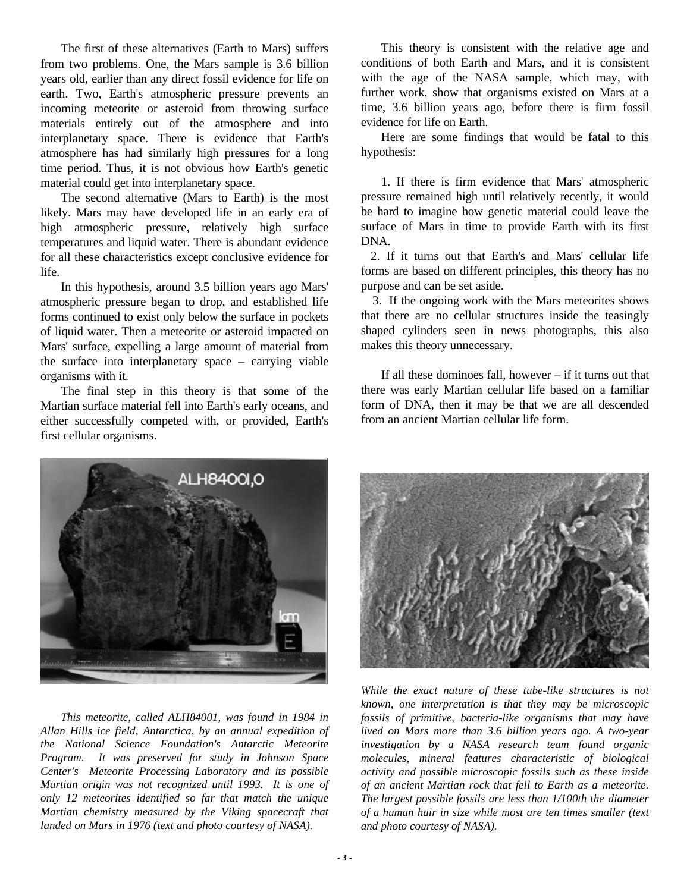The first of these alternatives (Earth to Mars) suffers from two problems. One, the Mars sample is 3.6 billion years old, earlier than any direct fossil evidence for life on earth. Two, Earth's atmospheric pressure prevents an incoming meteorite or asteroid from throwing surface materials entirely out of the atmosphere and into interplanetary space. There is evidence that Earth's atmosphere has had similarly high pressures for a long time period. Thus, it is not obvious how Earth's genetic material could get into interplanetary space.

The second alternative (Mars to Earth) is the most likely. Mars may have developed life in an early era of high atmospheric pressure, relatively high surface temperatures and liquid water. There is abundant evidence for all these characteristics except conclusive evidence for life.

In this hypothesis, around 3.5 billion years ago Mars' atmospheric pressure began to drop, and established life forms continued to exist only below the surface in pockets of liquid water. Then a meteorite or asteroid impacted on Mars' surface, expelling a large amount of material from the surface into interplanetary space – carrying viable organisms with it.

The final step in this theory is that some of the Martian surface material fell into Earth's early oceans, and either successfully competed with, or provided, Earth's first cellular organisms.

This theory is consistent with the relative age and conditions of both Earth and Mars, and it is consistent with the age of the NASA sample, which may, with further work, show that organisms existed on Mars at a time, 3.6 billion years ago, before there is firm fossil evidence for life on Earth.

Here are some findings that would be fatal to this hypothesis:

1. If there is firm evidence that Mars' atmospheric pressure remained high until relatively recently, it would be hard to imagine how genetic material could leave the surface of Mars in time to provide Earth with its first DNA.
2. If it turns out that Earth's and Mars' cellular life forms are based on different principles, this theory has no purpose and can be set aside.
3. If the ongoing work with the Mars meteorites shows that there are no cellular structures inside the teasingly shaped cylinders seen in news photographs, this also makes this theory unnecessary.

If all these dominoes fall, however – if it turns out that there was early Martian cellular life based on a familiar form of DNA, then it may be that we are all descended from an ancient Martian cellular life form.

*This meteorite, called ALH84001, was found in 1984 in Allan Hills ice field, Antarctica, by an annual expedition of the National Science Foundation's Antarctic Meteorite Program. It was preserved for study in Johnson Space Center's Meteorite Processing Laboratory and its possible Martian origin was not recognized until 1993. It is one of only 12 meteorites identified so far that match the unique Martian chemistry measured by the Viking spacecraft that landed on Mars in 1976 (text and photo courtesy of NASA).*

*While the exact nature of these tube-like structures is not known, one interpretation is that they may be microscopic fossils of primitive, bacteria-like organisms that may have lived on Mars more than 3.6 billion years ago. A two-year investigation by a NASA research team found organic molecules, mineral features characteristic of biological activity and possible microscopic fossils such as these inside of an ancient Martian rock that fell to Earth as a meteorite. The largest possible fossils are less than 1/100th the diameter of a human hair in size while most are ten times smaller (text and photo courtesy of NASA).*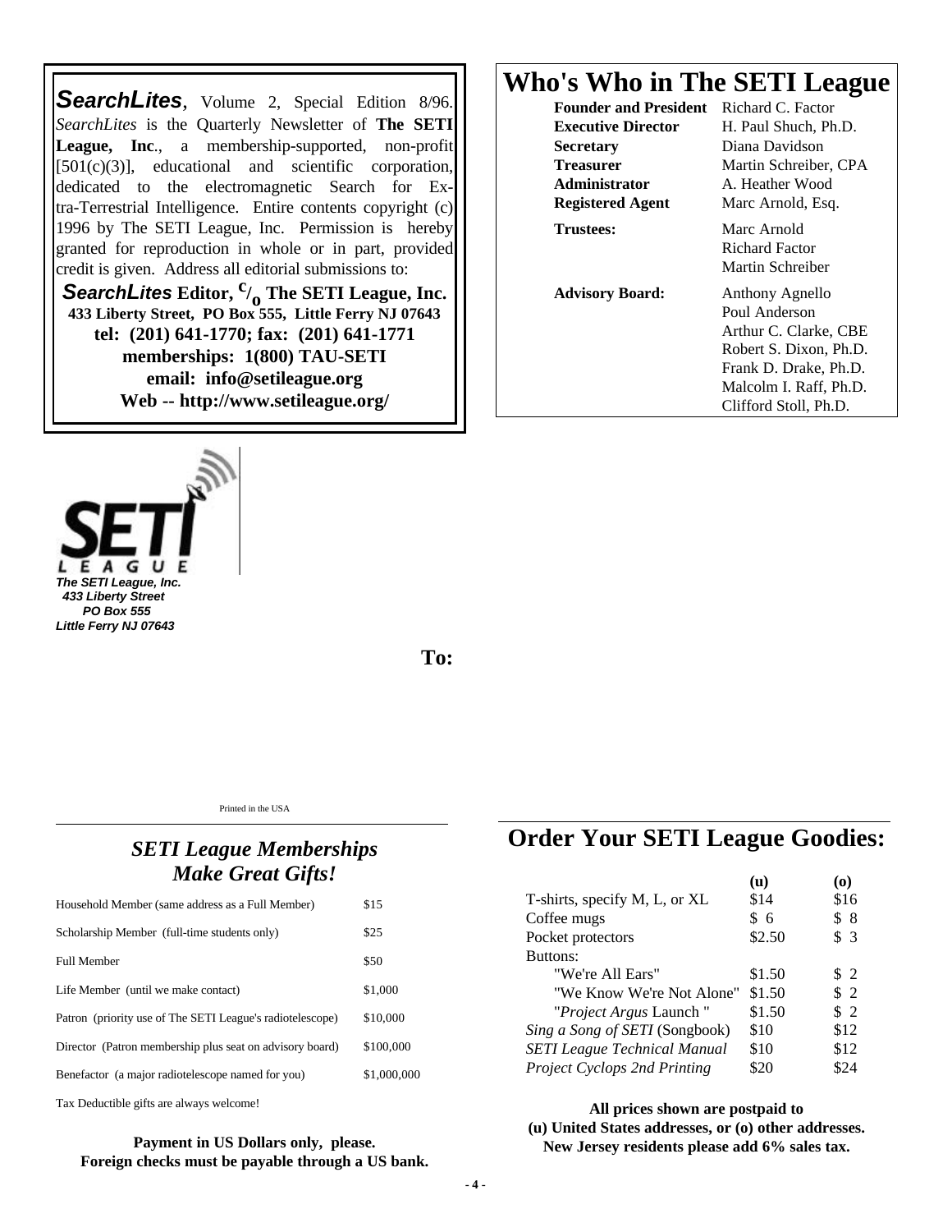***SearchLites***, Volume 2, Special Edition 8/96. *SearchLites* is the Quarterly Newsletter of **The SETI League, Inc**., a membership-supported, non-profit [501(c)(3)], educational and scientific corporation, dedicated to the electromagnetic Search for Extra-Terrestrial Intelligence. Entire contents copyright (c) 1996 by The SETI League, Inc. Permission is hereby granted for reproduction in whole or in part, provided credit is given. Address all editorial submissions to:

***SearchLites* Editor, c/o The SETI League, Inc.**
**433 Liberty Street, PO Box 555, Little Ferry NJ 07643**
**tel: (201) 641-1770; fax: (201) 641-1771**
**memberships: 1(800) TAU-SETI**
**email: info@setileague.org**
**Web -- http://www.setileague.org/**

# Who's Who in The SETI League

| | |
|---|---|
| **Founder and President** | Richard C. Factor |
| **Executive Director** | H. Paul Shuch, Ph.D. |
| **Secretary** | Diana Davidson |
| **Treasurer** | Martin Schreiber, CPA |
| **Administrator** | A. Heather Wood |
| **Registered Agent** | Marc Arnold, Esq. |
| **Trustees:** | Marc Arnold<br>Richard Factor<br>Martin Schreiber |
| **Advisory Board:** | Anthony Agnello<br>Poul Anderson<br>Arthur C. Clarke, CBE<br>Robert S. Dixon, Ph.D.<br>Frank D. Drake, Ph.D.<br>Malcolm I. Raff, Ph.D.<br>Clifford Stoll, Ph.D. |

SETI LEAGUE

***The SETI League, Inc.***
***433 Liberty Street***
***PO Box 555***
***Little Ferry NJ 07643***

**To:**

Printed in the USA

## *SETI League Memberships Make Great Gifts!*

| | |
|---|---|
| Household Member (same address as a Full Member) | $15 |
| Scholarship Member (full-time students only) | $25 |
| Full Member | $50 |
| Life Member (until we make contact) | $1,000 |
| Patron (priority use of The SETI League's radiotelescope) | $10,000 |
| Director (Patron membership plus seat on advisory board) | $100,000 |
| Benefactor (a major radiotelescope named for you) | $1,000,000 |

Tax Deductible gifts are always welcome!

**Payment in US Dollars only, please.**
**Foreign checks must be payable through a US bank.**

## Order Your SETI League Goodies:

| | **(u)** | **(o)** |
|---|---|---|
| T-shirts, specify M, L, or XL | $14 | $16 |
| Coffee mugs | $ 6 | $ 8 |
| Pocket protectors | $2.50 | $ 3 |
| Buttons: | | |
| "We're All Ears" | $1.50 | $ 2 |
| "We Know We're Not Alone" | $1.50 | $ 2 |
| "*Project Argus* Launch " | $1.50 | $ 2 |
| *Sing a Song of SETI* (Songbook) | $10 | $12 |
| *SETI League Technical Manual* | $10 | $12 |
| *Project Cyclops 2nd Printing* | $20 | $24 |

**All prices shown are postpaid to**
**(u) United States addresses, or (o) other addresses.**
**New Jersey residents please add 6% sales tax.**